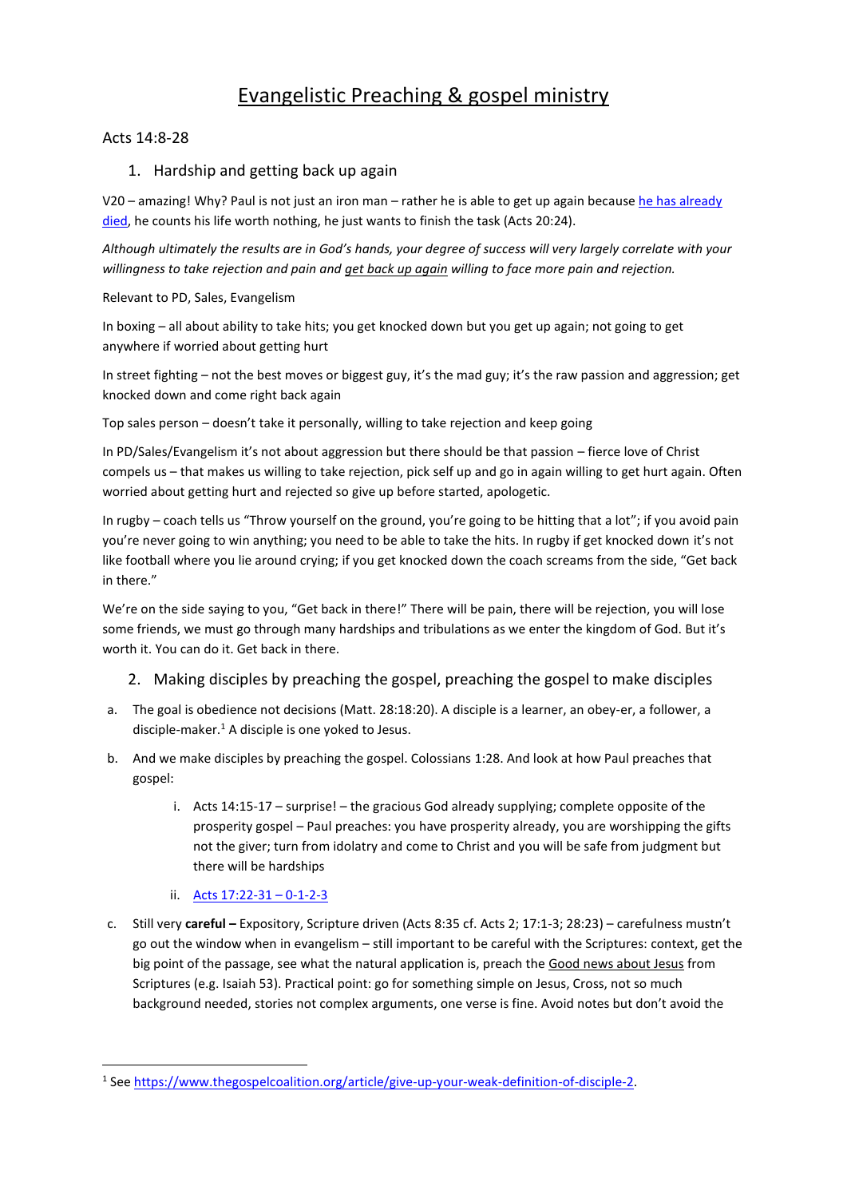# Evangelistic Preaching & gospel ministry

Acts 14:8-28

## 1. Hardship and getting back up again

V20 – amazing! Why? Paul is not just an iron man – rather he is able to get up again because [he has already died](), he counts his life worth nothing, he just wants to finish the task (Acts 20:24).

*Although ultimately the results are in God's hands, your degree of success will very largely correlate with your willingness to take rejection and pain and get back up again willing to face more pain and rejection.*

Relevant to PD, Sales, Evangelism

In boxing – all about ability to take hits; you get knocked down but you get up again; not going to get anywhere if worried about getting hurt

In street fighting – not the best moves or biggest guy, it's the mad guy; it's the raw passion and aggression; get knocked down and come right back again

Top sales person – doesn't take it personally, willing to take rejection and keep going

In PD/Sales/Evangelism it's not about aggression but there should be that passion – fierce love of Christ compels us – that makes us willing to take rejection, pick self up and go in again willing to get hurt again. Often worried about getting hurt and rejected so give up before started, apologetic.

In rugby – coach tells us "Throw yourself on the ground, you're going to be hitting that a lot"; if you avoid pain you're never going to win anything; you need to be able to take the hits. In rugby if get knocked down it's not like football where you lie around crying; if you get knocked down the coach screams from the side, "Get back in there."

We're on the side saying to you, "Get back in there!" There will be pain, there will be rejection, you will lose some friends, we must go through many hardships and tribulations as we enter the kingdom of God. But it's worth it. You can do it. Get back in there.

## 2. Making disciples by preaching the gospel, preaching the gospel to make disciples

a. The goal is obedience not decisions (Matt. 28:18:20). A disciple is a learner, an obey-er, a follower, a disciple-maker.[1] A disciple is one yoked to Jesus.

b. And we make disciples by preaching the gospel. Colossians 1:28. And look at how Paul preaches that gospel:

   i. Acts 14:15-17 – surprise! – the gracious God already supplying; complete opposite of the prosperity gospel – Paul preaches: you have prosperity already, you are worshipping the gifts not the giver; turn from idolatry and come to Christ and you will be safe from judgment but there will be hardships

   ii. [Acts 17:22-31 – 0-1-2-3]()

c. Still very **careful –** Expository, Scripture driven (Acts 8:35 cf. Acts 2; 17:1-3; 28:23) – carefulness mustn't go out the window when in evangelism – still important to be careful with the Scriptures: context, get the big point of the passage, see what the natural application is, preach the Good news about Jesus from Scriptures (e.g. Isaiah 53). Practical point: go for something simple on Jesus, Cross, not so much background needed, stories not complex arguments, one verse is fine. Avoid notes but don't avoid the

---

[1] See https://www.thegospelcoalition.org/article/give-up-your-weak-definition-of-disciple-2.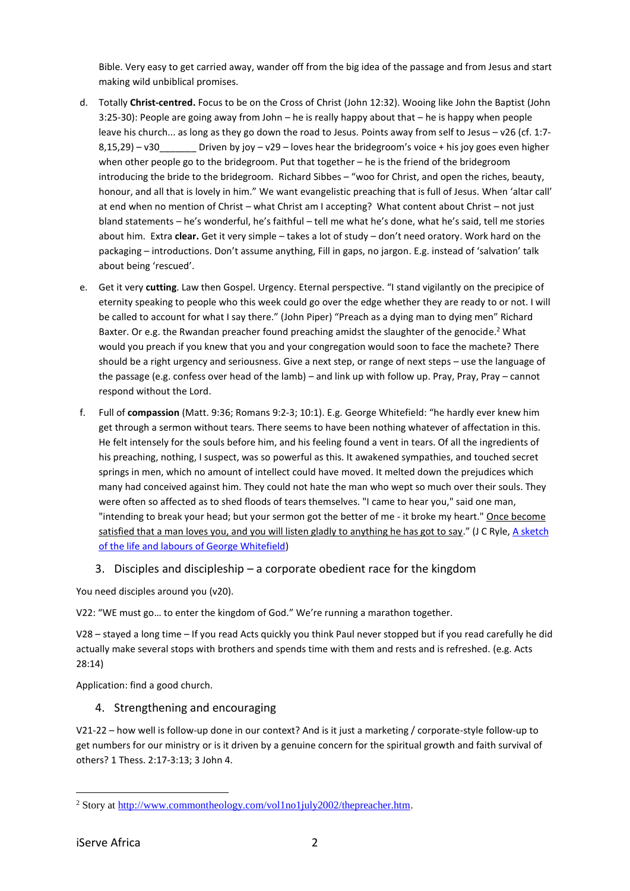Bible. Very easy to get carried away, wander off from the big idea of the passage and from Jesus and start making wild unbiblical promises.

d. Totally **Christ-centred.** Focus to be on the Cross of Christ (John 12:32). Wooing like John the Baptist (John 3:25-30): People are going away from John – he is really happy about that – he is happy when people leave his church... as long as they go down the road to Jesus. Points away from self to Jesus – v26 (cf. 1:7-8,15,29) – v30_______ Driven by joy – v29 – loves hear the bridegroom's voice + his joy goes even higher when other people go to the bridegroom. Put that together – he is the friend of the bridegroom introducing the bride to the bridegroom. Richard Sibbes – "woo for Christ, and open the riches, beauty, honour, and all that is lovely in him." We want evangelistic preaching that is full of Jesus. When 'altar call' at end when no mention of Christ – what Christ am I accepting? What content about Christ – not just bland statements – he's wonderful, he's faithful – tell me what he's done, what he's said, tell me stories about him. Extra **clear.** Get it very simple – takes a lot of study – don't need oratory. Work hard on the packaging – introductions. Don't assume anything, Fill in gaps, no jargon. E.g. instead of 'salvation' talk about being 'rescued'.

e. Get it very **cutting**. Law then Gospel. Urgency. Eternal perspective. "I stand vigilantly on the precipice of eternity speaking to people who this week could go over the edge whether they are ready to or not. I will be called to account for what I say there." (John Piper) "Preach as a dying man to dying men" Richard Baxter. Or e.g. the Rwandan preacher found preaching amidst the slaughter of the genocide.[2] What would you preach if you knew that you and your congregation would soon to face the machete? There should be a right urgency and seriousness. Give a next step, or range of next steps – use the language of the passage (e.g. confess over head of the lamb) – and link up with follow up. Pray, Pray, Pray – cannot respond without the Lord.

f. Full of **compassion** (Matt. 9:36; Romans 9:2-3; 10:1). E.g. George Whitefield: "he hardly ever knew him get through a sermon without tears. There seems to have been nothing whatever of affectation in this. He felt intensely for the souls before him, and his feeling found a vent in tears. Of all the ingredients of his preaching, nothing, I suspect, was so powerful as this. It awakened sympathies, and touched secret springs in men, which no amount of intellect could have moved. It melted down the prejudices which many had conceived against him. They could not hate the man who wept so much over their souls. They were often so affected as to shed floods of tears themselves. "I came to hear you," said one man, "intending to break your head; but your sermon got the better of me - it broke my heart." Once become satisfied that a man loves you, and you will listen gladly to anything he has got to say." (J C Ryle, A sketch of the life and labours of George Whitefield)

## 3. Disciples and discipleship – a corporate obedient race for the kingdom

You need disciples around you (v20).

V22: "WE must go… to enter the kingdom of God." We're running a marathon together.

V28 – stayed a long time – If you read Acts quickly you think Paul never stopped but if you read carefully he did actually make several stops with brothers and spends time with them and rests and is refreshed. (e.g. Acts 28:14)

Application: find a good church.

## 4. Strengthening and encouraging

V21-22 – how well is follow-up done in our context? And is it just a marketing / corporate-style follow-up to get numbers for our ministry or is it driven by a genuine concern for the spiritual growth and faith survival of others? 1 Thess. 2:17-3:13; 3 John 4.

---

[2] Story at http://www.commontheology.com/vol1no1july2002/thepreacher.htm.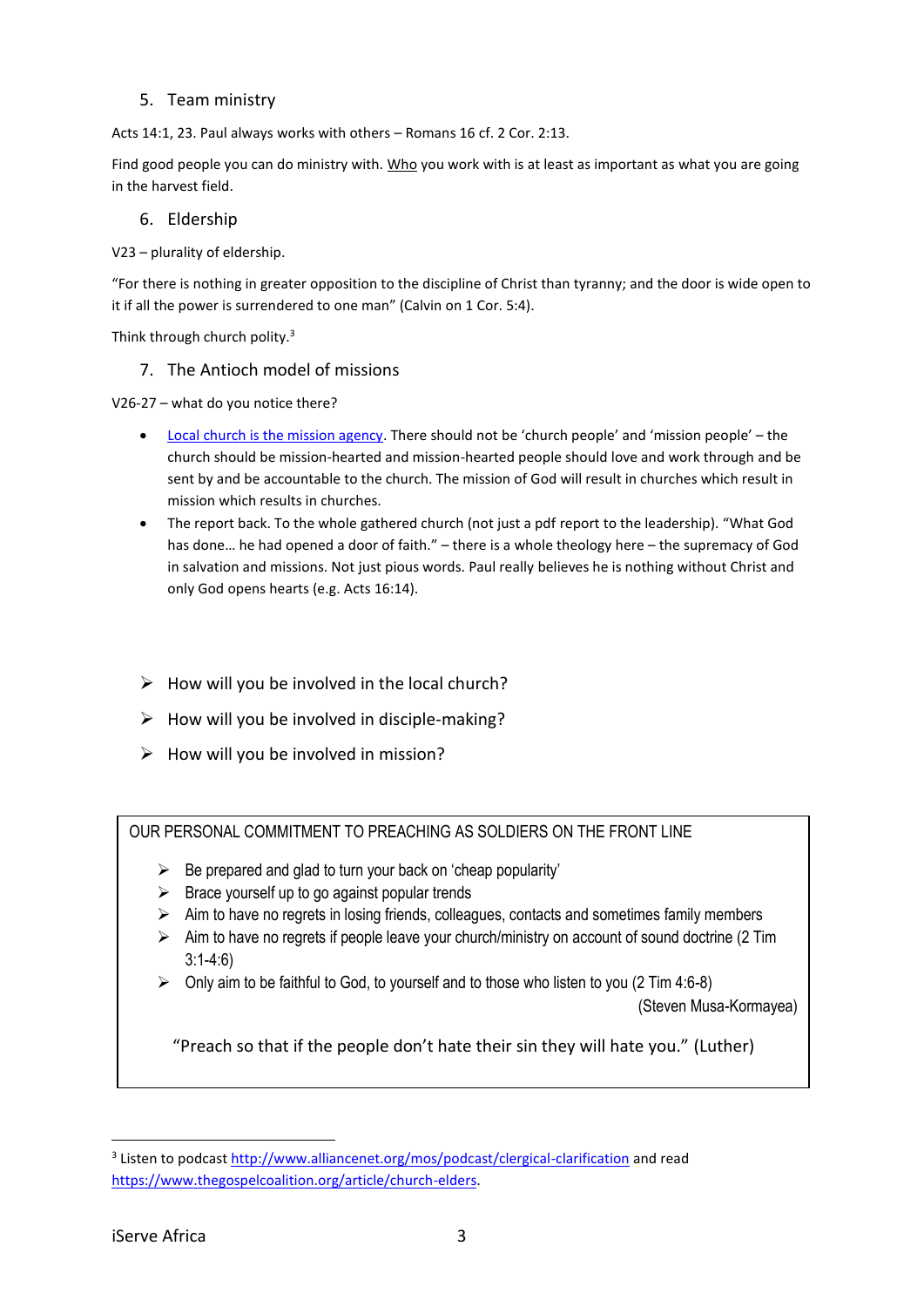## 5. Team ministry

Acts 14:1, 23. Paul always works with others – Romans 16 cf. 2 Cor. 2:13.

Find good people you can do ministry with. Who you work with is at least as important as what you are going in the harvest field.

## 6. Eldership

V23 – plurality of eldership.

"For there is nothing in greater opposition to the discipline of Christ than tyranny; and the door is wide open to it if all the power is surrendered to one man" (Calvin on 1 Cor. 5:4).

Think through church polity.[3]

## 7. The Antioch model of missions

V26-27 – what do you notice there?

- Local church is the mission agency. There should not be 'church people' and 'mission people' – the church should be mission-hearted and mission-hearted people should love and work through and be sent by and be accountable to the church. The mission of God will result in churches which result in mission which results in churches.
- The report back. To the whole gathered church (not just a pdf report to the leadership). "What God has done… he had opened a door of faith." – there is a whole theology here – the supremacy of God in salvation and missions. Not just pious words. Paul really believes he is nothing without Christ and only God opens hearts (e.g. Acts 16:14).

- ➢ How will you be involved in the local church?
- ➢ How will you be involved in disciple-making?
- ➢ How will you be involved in mission?

---

OUR PERSONAL COMMITMENT TO PREACHING AS SOLDIERS ON THE FRONT LINE

- ➢ Be prepared and glad to turn your back on 'cheap popularity'
- ➢ Brace yourself up to go against popular trends
- ➢ Aim to have no regrets in losing friends, colleagues, contacts and sometimes family members
- ➢ Aim to have no regrets if people leave your church/ministry on account of sound doctrine (2 Tim 3:1-4:6)
- ➢ Only aim to be faithful to God, to yourself and to those who listen to you (2 Tim 4:6-8)

(Steven Musa-Kormayea)

"Preach so that if the people don't hate their sin they will hate you." (Luther)

---

[3] Listen to podcast http://www.alliancenet.org/mos/podcast/clergical-clarification and read https://www.thegospelcoalition.org/article/church-elders.